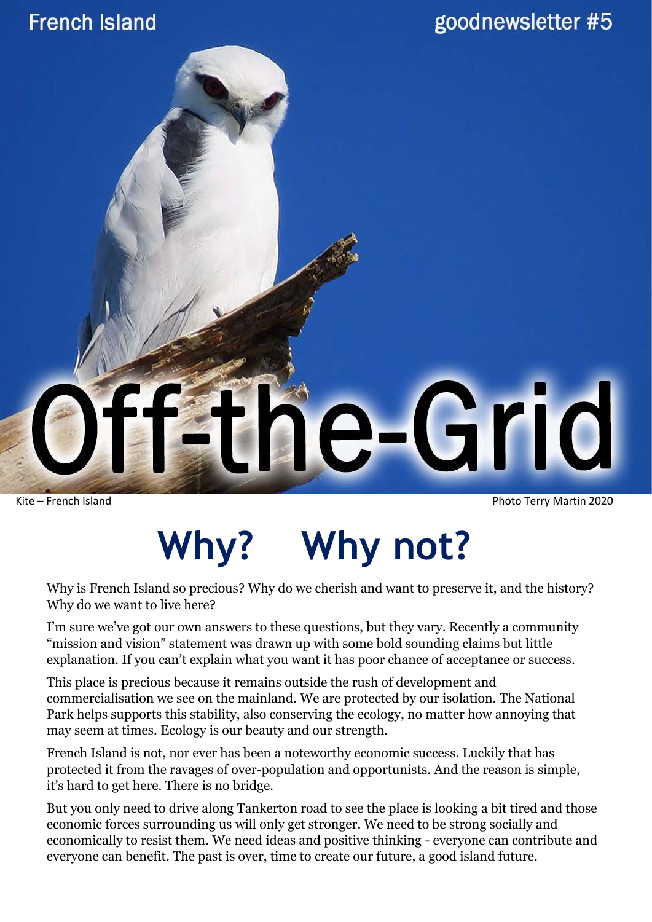French Island

goodnewsletter #5

# Off-the-Grid

Kite – French Island

Photo Terry Martin 2020

## Why? Why not?

Why is French Island so precious? Why do we cherish and want to preserve it, and the history? Why do we want to live here?

I'm sure we've got our own answers to these questions, but they vary. Recently a community "mission and vision" statement was drawn up with some bold sounding claims but little explanation. If you can't explain what you want it has poor chance of acceptance or success.

This place is precious because it remains outside the rush of development and commercialisation we see on the mainland. We are protected by our isolation. The National Park helps supports this stability, also conserving the ecology, no matter how annoying that may seem at times. Ecology is our beauty and our strength.

French Island is not, nor ever has been a noteworthy economic success. Luckily that has protected it from the ravages of over-population and opportunists. And the reason is simple, it's hard to get here. There is no bridge.

But you only need to drive along Tankerton road to see the place is looking a bit tired and those economic forces surrounding us will only get stronger. We need to be strong socially and economically to resist them. We need ideas and positive thinking - everyone can contribute and everyone can benefit. The past is over, time to create our future, a good island future.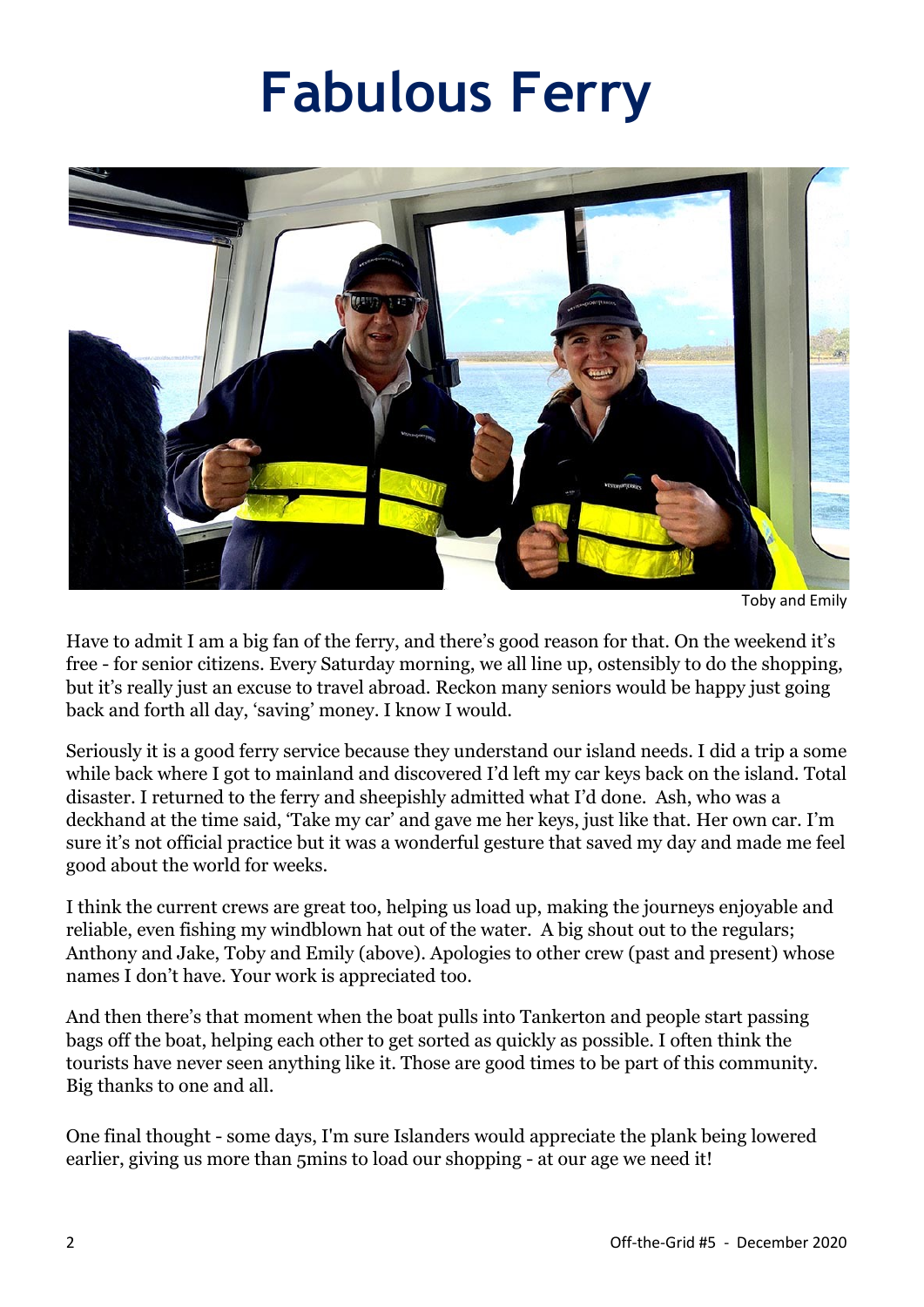# Fabulous Ferry

Toby and Emily

Have to admit I am a big fan of the ferry, and there's good reason for that. On the weekend it's free - for senior citizens. Every Saturday morning, we all line up, ostensibly to do the shopping, but it's really just an excuse to travel abroad. Reckon many seniors would be happy just going back and forth all day, 'saving' money. I know I would.

Seriously it is a good ferry service because they understand our island needs. I did a trip a some while back where I got to mainland and discovered I'd left my car keys back on the island. Total disaster. I returned to the ferry and sheepishly admitted what I'd done. Ash, who was a deckhand at the time said, 'Take my car' and gave me her keys, just like that. Her own car. I'm sure it's not official practice but it was a wonderful gesture that saved my day and made me feel good about the world for weeks.

I think the current crews are great too, helping us load up, making the journeys enjoyable and reliable, even fishing my windblown hat out of the water. A big shout out to the regulars; Anthony and Jake, Toby and Emily (above). Apologies to other crew (past and present) whose names I don't have. Your work is appreciated too.

And then there's that moment when the boat pulls into Tankerton and people start passing bags off the boat, helping each other to get sorted as quickly as possible. I often think the tourists have never seen anything like it. Those are good times to be part of this community. Big thanks to one and all.

One final thought - some days, I'm sure Islanders would appreciate the plank being lowered earlier, giving us more than 5mins to load our shopping - at our age we need it!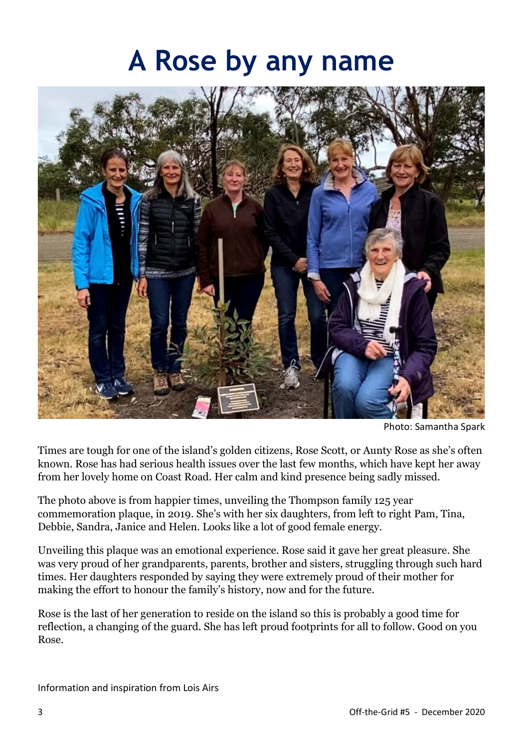# A Rose by any name

Photo: Samantha Spark

Times are tough for one of the island's golden citizens, Rose Scott, or Aunty Rose as she's often known. Rose has had serious health issues over the last few months, which have kept her away from her lovely home on Coast Road. Her calm and kind presence being sadly missed.

The photo above is from happier times, unveiling the Thompson family 125 year commemoration plaque, in 2019. She's with her six daughters, from left to right Pam, Tina, Debbie, Sandra, Janice and Helen. Looks like a lot of good female energy.

Unveiling this plaque was an emotional experience. Rose said it gave her great pleasure. She was very proud of her grandparents, parents, brother and sisters, struggling through such hard times. Her daughters responded by saying they were extremely proud of their mother for making the effort to honour the family's history, now and for the future.

Rose is the last of her generation to reside on the island so this is probably a good time for reflection, a changing of the guard. She has left proud footprints for all to follow. Good on you Rose.

Information and inspiration from Lois Airs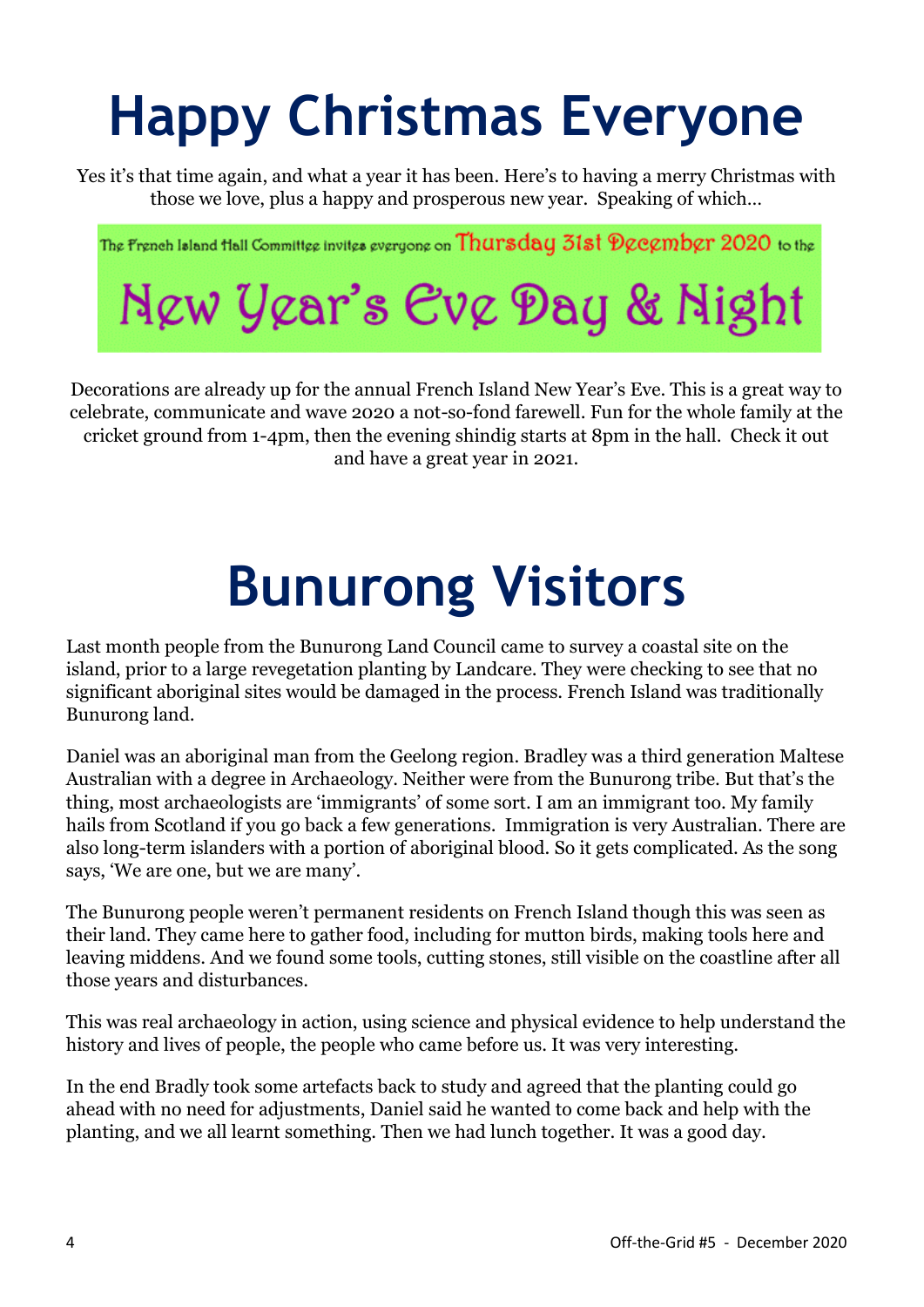# Happy Christmas Everyone

Yes it's that time again, and what a year it has been. Here's to having a merry Christmas with those we love, plus a happy and prosperous new year. Speaking of which…

The French Island Hall Committee invites everyone on Thursday 31st December 2020 to the

## New Year's Eve Day & Night

Decorations are already up for the annual French Island New Year's Eve. This is a great way to celebrate, communicate and wave 2020 a not-so-fond farewell. Fun for the whole family at the cricket ground from 1-4pm, then the evening shindig starts at 8pm in the hall. Check it out and have a great year in 2021.

# Bunurong Visitors

Last month people from the Bunurong Land Council came to survey a coastal site on the island, prior to a large revegetation planting by Landcare. They were checking to see that no significant aboriginal sites would be damaged in the process. French Island was traditionally Bunurong land.

Daniel was an aboriginal man from the Geelong region. Bradley was a third generation Maltese Australian with a degree in Archaeology. Neither were from the Bunurong tribe. But that's the thing, most archaeologists are 'immigrants' of some sort. I am an immigrant too. My family hails from Scotland if you go back a few generations. Immigration is very Australian. There are also long-term islanders with a portion of aboriginal blood. So it gets complicated. As the song says, 'We are one, but we are many'.

The Bunurong people weren't permanent residents on French Island though this was seen as their land. They came here to gather food, including for mutton birds, making tools here and leaving middens. And we found some tools, cutting stones, still visible on the coastline after all those years and disturbances.

This was real archaeology in action, using science and physical evidence to help understand the history and lives of people, the people who came before us. It was very interesting.

In the end Bradly took some artefacts back to study and agreed that the planting could go ahead with no need for adjustments, Daniel said he wanted to come back and help with the planting, and we all learnt something. Then we had lunch together. It was a good day.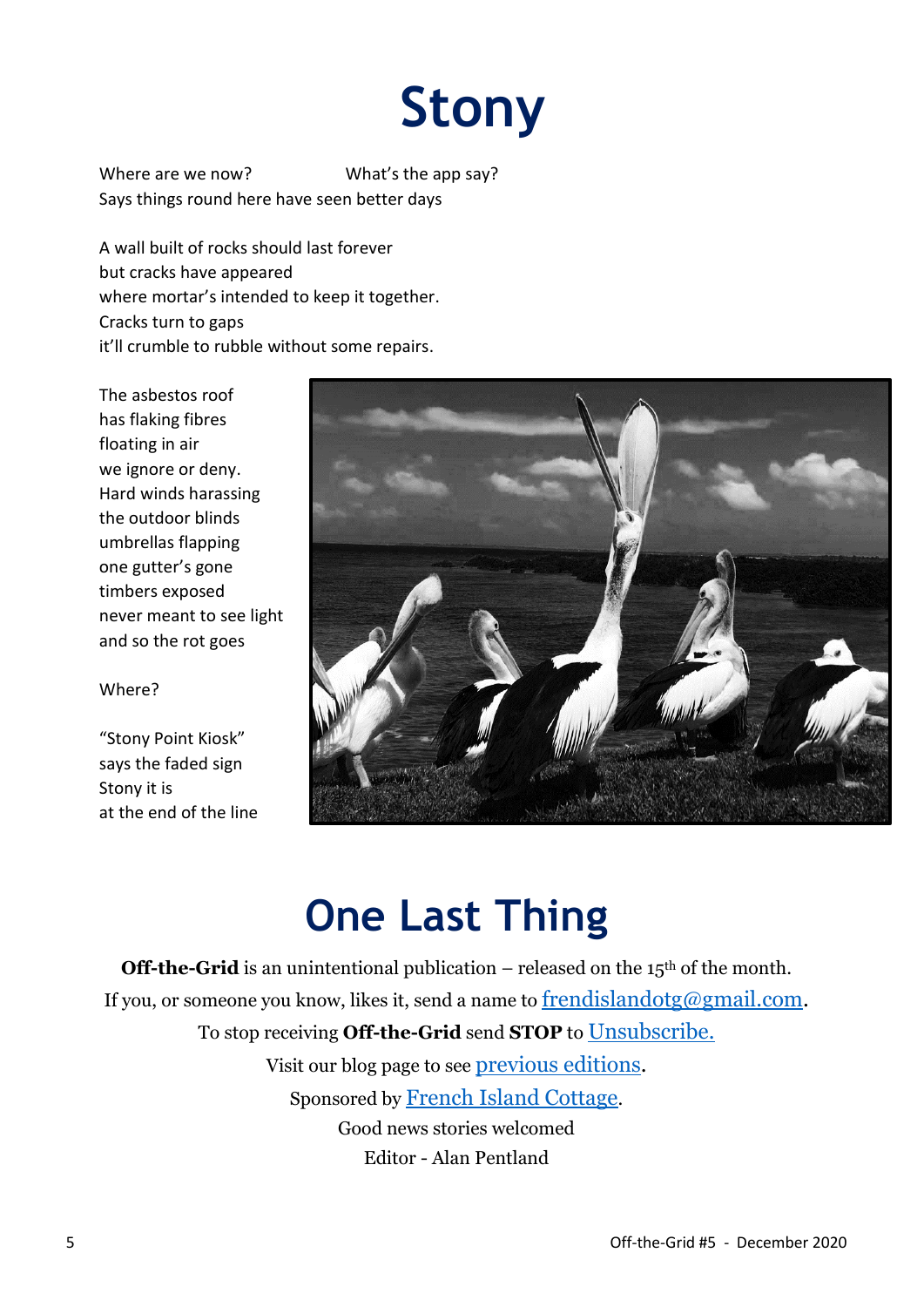# Stony

Where are we now? What's the app say?
Says things round here have seen better days

A wall built of rocks should last forever
but cracks have appeared
where mortar's intended to keep it together.
Cracks turn to gaps
it'll crumble to rubble without some repairs.

The asbestos roof
has flaking fibres
floating in air
we ignore or deny.
Hard winds harassing
the outdoor blinds
umbrellas flapping
one gutter's gone
timbers exposed
never meant to see light
and so the rot goes

Where?

"Stony Point Kiosk"
says the faded sign
Stony it is
at the end of the line

# One Last Thing

**Off-the-Grid** is an unintentional publication – released on the 15th of the month.
If you, or someone you know, likes it, send a name to frendislandotg@gmail.com.
To stop receiving **Off-the-Grid** send **STOP** to Unsubscribe.
Visit our blog page to see previous editions.
Sponsored by French Island Cottage.
Good news stories welcomed
Editor - Alan Pentland